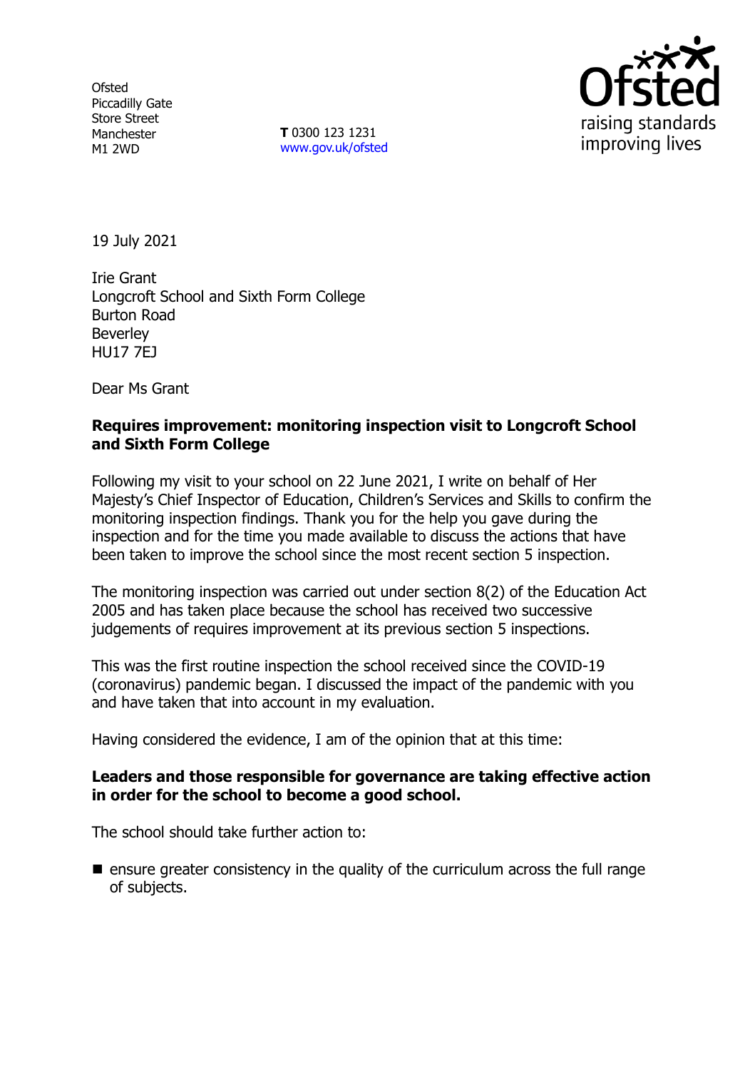Ofsted
Piccadilly Gate
Store Street
Manchester
M1 2WD

**T** 0300 123 1231
www.gov.uk/ofsted

raising standards
improving lives

19 July 2021

Irie Grant
Longcroft School and Sixth Form College
Burton Road
Beverley
HU17 7EJ

Dear Ms Grant

**Requires improvement: monitoring inspection visit to Longcroft School and Sixth Form College**

Following my visit to your school on 22 June 2021, I write on behalf of Her Majesty's Chief Inspector of Education, Children's Services and Skills to confirm the monitoring inspection findings. Thank you for the help you gave during the inspection and for the time you made available to discuss the actions that have been taken to improve the school since the most recent section 5 inspection.

The monitoring inspection was carried out under section 8(2) of the Education Act 2005 and has taken place because the school has received two successive judgements of requires improvement at its previous section 5 inspections.

This was the first routine inspection the school received since the COVID-19 (coronavirus) pandemic began. I discussed the impact of the pandemic with you and have taken that into account in my evaluation.

Having considered the evidence, I am of the opinion that at this time:

**Leaders and those responsible for governance are taking effective action in order for the school to become a good school.**

The school should take further action to:

- ensure greater consistency in the quality of the curriculum across the full range of subjects.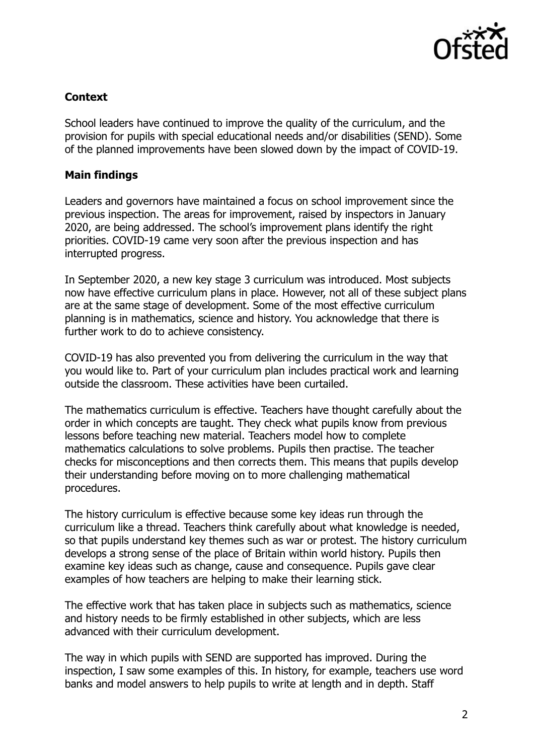**Context**

School leaders have continued to improve the quality of the curriculum, and the provision for pupils with special educational needs and/or disabilities (SEND). Some of the planned improvements have been slowed down by the impact of COVID-19.

**Main findings**

Leaders and governors have maintained a focus on school improvement since the previous inspection. The areas for improvement, raised by inspectors in January 2020, are being addressed. The school's improvement plans identify the right priorities. COVID-19 came very soon after the previous inspection and has interrupted progress.

In September 2020, a new key stage 3 curriculum was introduced. Most subjects now have effective curriculum plans in place. However, not all of these subject plans are at the same stage of development. Some of the most effective curriculum planning is in mathematics, science and history. You acknowledge that there is further work to do to achieve consistency.

COVID-19 has also prevented you from delivering the curriculum in the way that you would like to. Part of your curriculum plan includes practical work and learning outside the classroom. These activities have been curtailed.

The mathematics curriculum is effective. Teachers have thought carefully about the order in which concepts are taught. They check what pupils know from previous lessons before teaching new material. Teachers model how to complete mathematics calculations to solve problems. Pupils then practise. The teacher checks for misconceptions and then corrects them. This means that pupils develop their understanding before moving on to more challenging mathematical procedures.

The history curriculum is effective because some key ideas run through the curriculum like a thread. Teachers think carefully about what knowledge is needed, so that pupils understand key themes such as war or protest. The history curriculum develops a strong sense of the place of Britain within world history. Pupils then examine key ideas such as change, cause and consequence. Pupils gave clear examples of how teachers are helping to make their learning stick.

The effective work that has taken place in subjects such as mathematics, science and history needs to be firmly established in other subjects, which are less advanced with their curriculum development.

The way in which pupils with SEND are supported has improved. During the inspection, I saw some examples of this. In history, for example, teachers use word banks and model answers to help pupils to write at length and in depth. Staff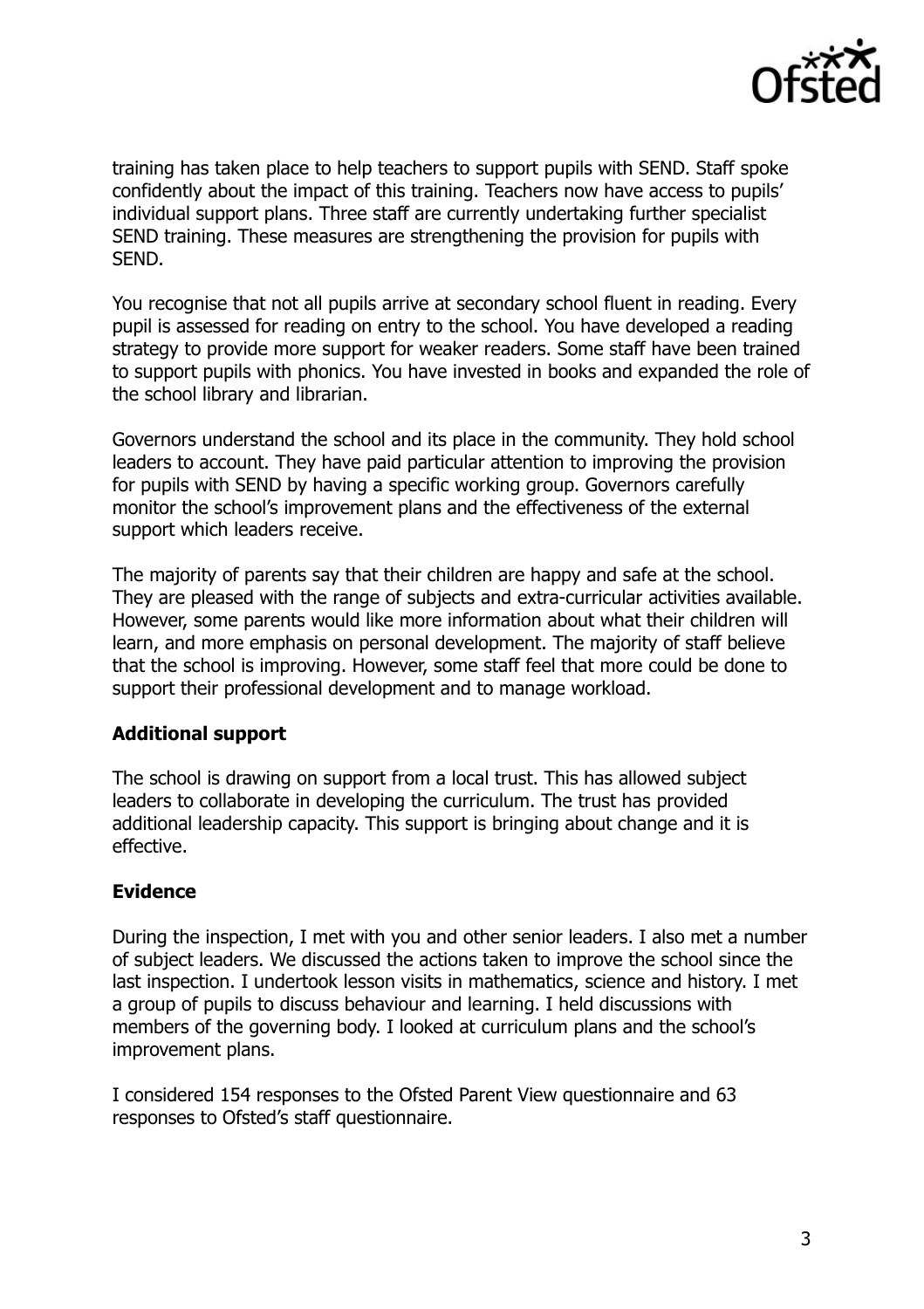training has taken place to help teachers to support pupils with SEND. Staff spoke confidently about the impact of this training. Teachers now have access to pupils' individual support plans. Three staff are currently undertaking further specialist SEND training. These measures are strengthening the provision for pupils with SEND.

You recognise that not all pupils arrive at secondary school fluent in reading. Every pupil is assessed for reading on entry to the school. You have developed a reading strategy to provide more support for weaker readers. Some staff have been trained to support pupils with phonics. You have invested in books and expanded the role of the school library and librarian.

Governors understand the school and its place in the community. They hold school leaders to account. They have paid particular attention to improving the provision for pupils with SEND by having a specific working group. Governors carefully monitor the school's improvement plans and the effectiveness of the external support which leaders receive.

The majority of parents say that their children are happy and safe at the school. They are pleased with the range of subjects and extra-curricular activities available. However, some parents would like more information about what their children will learn, and more emphasis on personal development. The majority of staff believe that the school is improving. However, some staff feel that more could be done to support their professional development and to manage workload.

**Additional support**

The school is drawing on support from a local trust. This has allowed subject leaders to collaborate in developing the curriculum. The trust has provided additional leadership capacity. This support is bringing about change and it is effective.

**Evidence**

During the inspection, I met with you and other senior leaders. I also met a number of subject leaders. We discussed the actions taken to improve the school since the last inspection. I undertook lesson visits in mathematics, science and history. I met a group of pupils to discuss behaviour and learning. I held discussions with members of the governing body. I looked at curriculum plans and the school's improvement plans.

I considered 154 responses to the Ofsted Parent View questionnaire and 63 responses to Ofsted's staff questionnaire.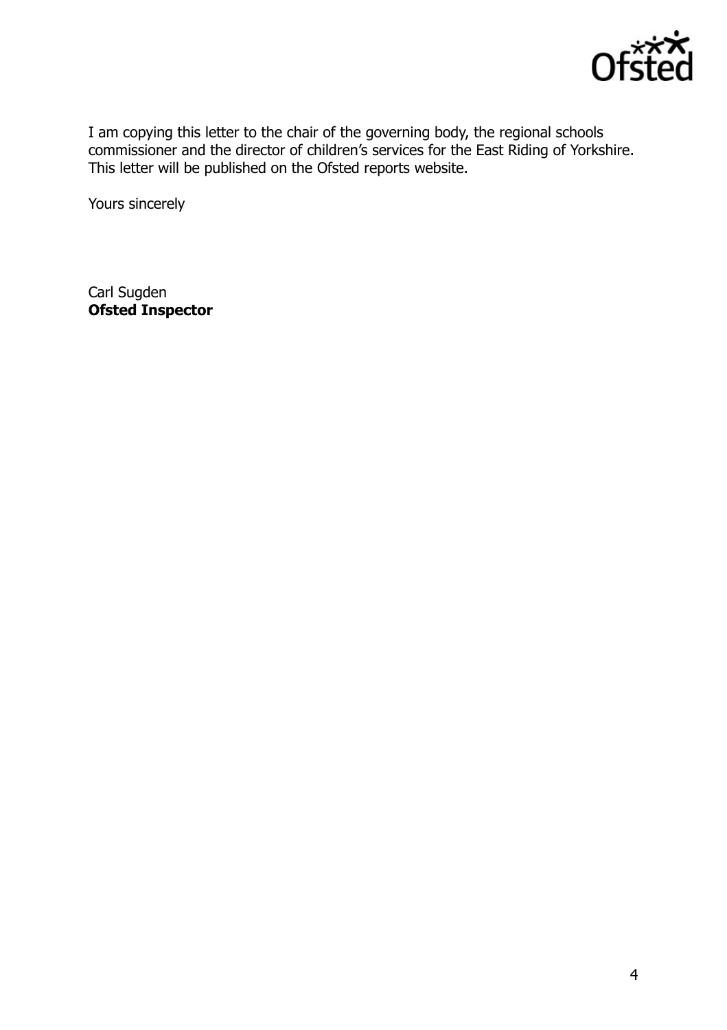I am copying this letter to the chair of the governing body, the regional schools commissioner and the director of children's services for the East Riding of Yorkshire. This letter will be published on the Ofsted reports website.

Yours sincerely

Carl Sugden
**Ofsted Inspector**